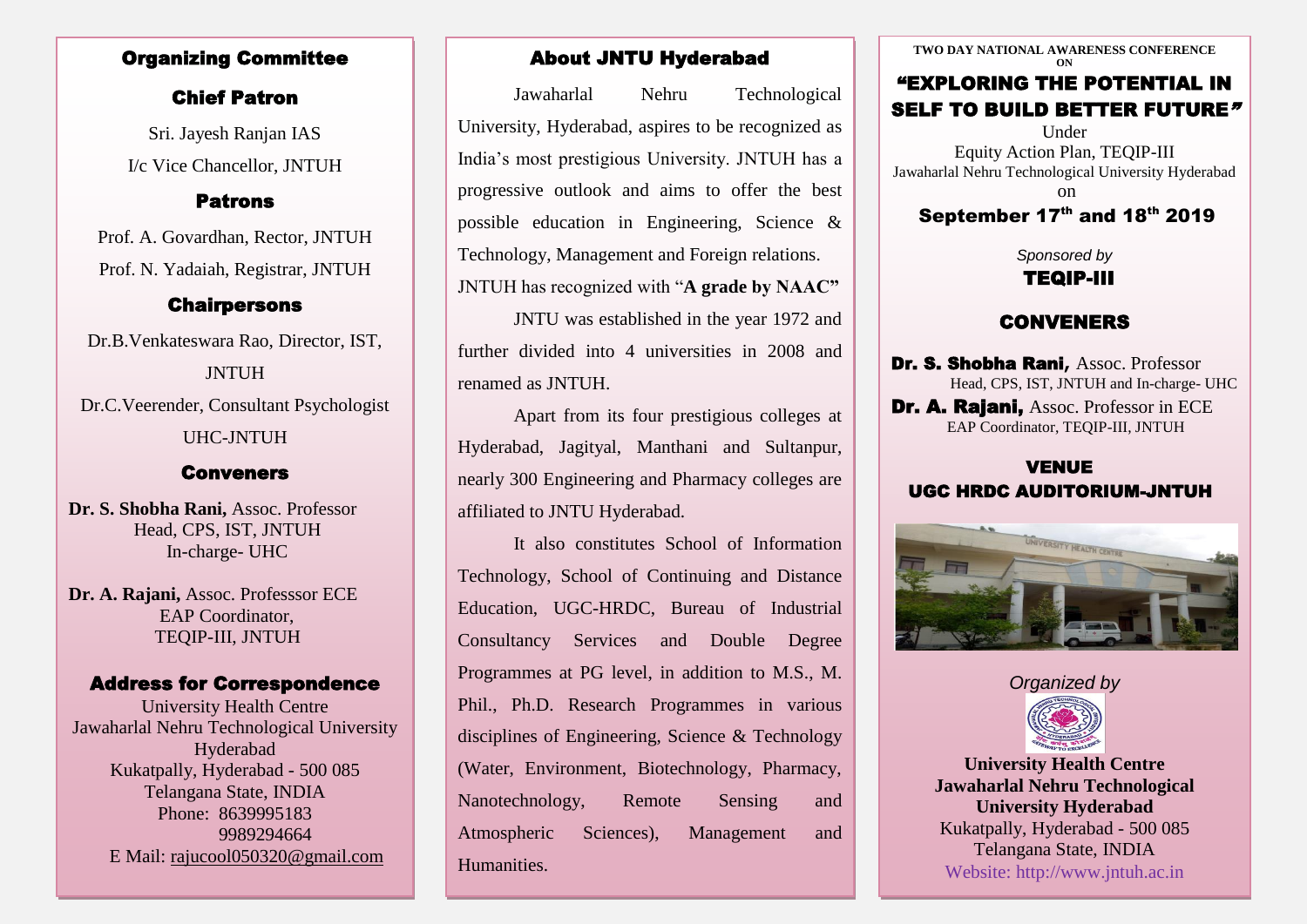## Organizing Committee

### Chief Patron

Sri. Jayesh Ranjan IAS

I/c Vice Chancellor, JNTUH

### Patrons

Prof. A. Govardhan, Rector, JNTUH

Prof. N. Yadaiah, Registrar, JNTUH

### Chairpersons

Dr.B.Venkateswara Rao, Director, IST, JNTUH

Dr.C.Veerender, Consultant Psychologist UHC-JNTUH

### Conveners

**Dr. S. Shobha Rani,** Assoc. Professor
Head, CPS, IST, JNTUH
In-charge- UHC

**Dr. A. Rajani,** Assoc. Professsor ECE
EAP Coordinator,
TEQIP-III, JNTUH

### Address for Correspondence

University Health Centre
Jawaharlal Nehru Technological University Hyderabad
Kukatpally, Hyderabad - 500 085
Telangana State, INDIA
Phone: 8639995183
9989294664
E Mail: rajucool050320@gmail.com

## About JNTU Hyderabad

Jawaharlal Nehru Technological University, Hyderabad, aspires to be recognized as India's most prestigious University. JNTUH has a progressive outlook and aims to offer the best possible education in Engineering, Science & Technology, Management and Foreign relations. JNTUH has recognized with "**A grade by NAAC"**

JNTU was established in the year 1972 and further divided into 4 universities in 2008 and renamed as JNTUH.

Apart from its four prestigious colleges at Hyderabad, Jagityal, Manthani and Sultanpur, nearly 300 Engineering and Pharmacy colleges are affiliated to JNTU Hyderabad.

It also constitutes School of Information Technology, School of Continuing and Distance Education, UGC-HRDC, Bureau of Industrial Consultancy Services and Double Degree Programmes at PG level, in addition to M.S., M. Phil., Ph.D. Research Programmes in various disciplines of Engineering, Science & Technology (Water, Environment, Biotechnology, Pharmacy, Nanotechnology, Remote Sensing and Atmospheric Sciences), Management and Humanities.

**TWO DAY NATIONAL AWARENESS CONFERENCE ON**

# "EXPLORING THE POTENTIAL IN SELF TO BUILD BETTER FUTURE"

Under
Equity Action Plan, TEQIP-III
Jawaharlal Nehru Technological University Hyderabad
on

**September 17th and 18th 2019**

*Sponsored by*
**TEQIP-III**

### CONVENERS

**Dr. S. Shobha Rani,** Assoc. Professor
Head, CPS, IST, JNTUH and In-charge- UHC

**Dr. A. Rajani,** Assoc. Professor in ECE
EAP Coordinator, TEQIP-III, JNTUH

### VENUE
### UGC HRDC AUDITORIUM-JNTUH

*Organized by*

**University Health Centre**
**Jawaharlal Nehru Technological University Hyderabad**
Kukatpally, Hyderabad - 500 085
Telangana State, INDIA
Website: http://www.jntuh.ac.in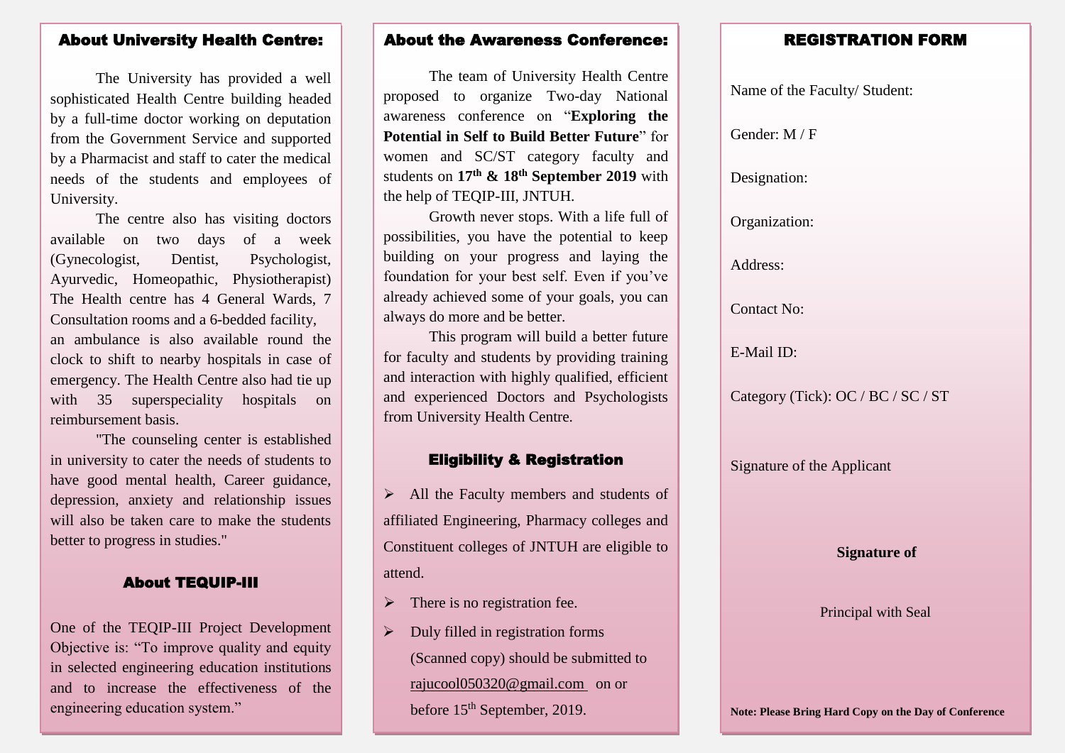## About University Health Centre:

The University has provided a well sophisticated Health Centre building headed by a full-time doctor working on deputation from the Government Service and supported by a Pharmacist and staff to cater the medical needs of the students and employees of University.

The centre also has visiting doctors available on two days of a week (Gynecologist, Dentist, Psychologist, Ayurvedic, Homeopathic, Physiotherapist) The Health centre has 4 General Wards, 7 Consultation rooms and a 6-bedded facility, an ambulance is also available round the clock to shift to nearby hospitals in case of emergency. The Health Centre also had tie up with 35 superspeciality hospitals on reimbursement basis.

"The counseling center is established in university to cater the needs of students to have good mental health, Career guidance, depression, anxiety and relationship issues will also be taken care to make the students better to progress in studies."

## About TEQUIP-III

One of the TEQIP-III Project Development Objective is: "To improve quality and equity in selected engineering education institutions and to increase the effectiveness of the engineering education system."

## About the Awareness Conference:

The team of University Health Centre proposed to organize Two-day National awareness conference on "**Exploring the Potential in Self to Build Better Future**" for women and SC/ST category faculty and students on **17th & 18th September 2019** with the help of TEQIP-III, JNTUH.

Growth never stops. With a life full of possibilities, you have the potential to keep building on your progress and laying the foundation for your best self. Even if you've already achieved some of your goals, you can always do more and be better.

This program will build a better future for faculty and students by providing training and interaction with highly qualified, efficient and experienced Doctors and Psychologists from University Health Centre.

## Eligibility & Registration

- All the Faculty members and students of affiliated Engineering, Pharmacy colleges and Constituent colleges of JNTUH are eligible to attend.
- There is no registration fee.
- Duly filled in registration forms (Scanned copy) should be submitted to rajucool050320@gmail.com on or before 15th September, 2019.

## REGISTRATION FORM

Name of the Faculty/ Student:

Gender: M / F

Designation:

Organization:

Address:

Contact No:

E-Mail ID:

Category (Tick): OC / BC / SC / ST

Signature of the Applicant

**Signature of**

Principal with Seal

**Note: Please Bring Hard Copy on the Day of Conference**